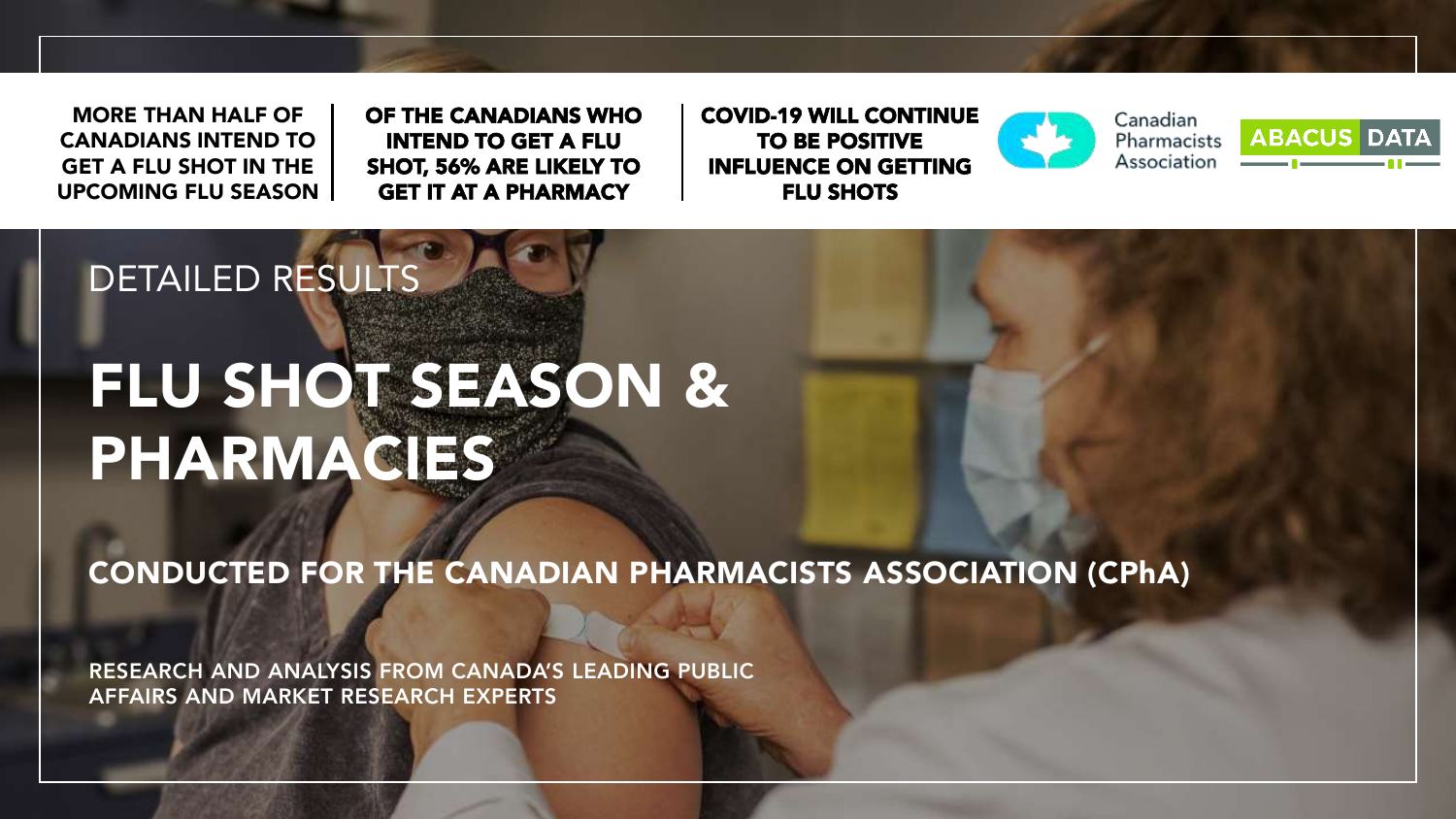MORE THAN HALF OF CANADIANS INTEND TO GET A FLU SHOT IN THE UPCOMING FLU SEASON

OF THE CANADIANS WHO INTEND TO GET A FLU SHOT, 56% ARE LIKELY TO GET IT AT A PHARMACY

COVID-19 WILL CONTINUE TO BE POSITIVE INFLUENCE ON GETTING FLU SHOTS

Canadian Pharmacists Association

ABACUS DATA

DETAILED RESULTS

# FLU SHOT SEASON & PHARMACIES

## CONDUCTED FOR THE CANADIAN PHARMACISTS ASSOCIATION (CPhA)

RESEARCH AND ANALYSIS FROM CANADA'S LEADING PUBLIC AFFAIRS AND MARKET RESEARCH EXPERTS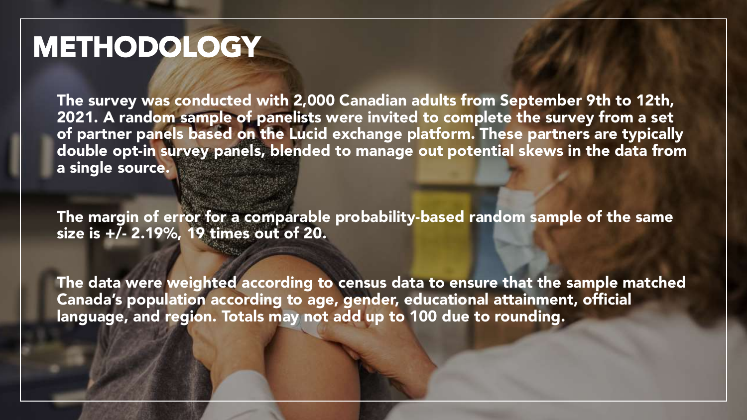# METHODOLOGY

**The survey was conducted with 2,000 Canadian adults from September 9th to 12th, 2021. A random sample of panelists were invited to complete the survey from a set of partner panels based on the Lucid exchange platform. These partners are typically double opt-in survey panels, blended to manage out potential skews in the data from a single source.**

**The margin of error for a comparable probability-based random sample of the same size is +/- 2.19%, 19 times out of 20.**

**The data were weighted according to census data to ensure that the sample matched Canada's population according to age, gender, educational attainment, official language, and region. Totals may not add up to 100 due to rounding.**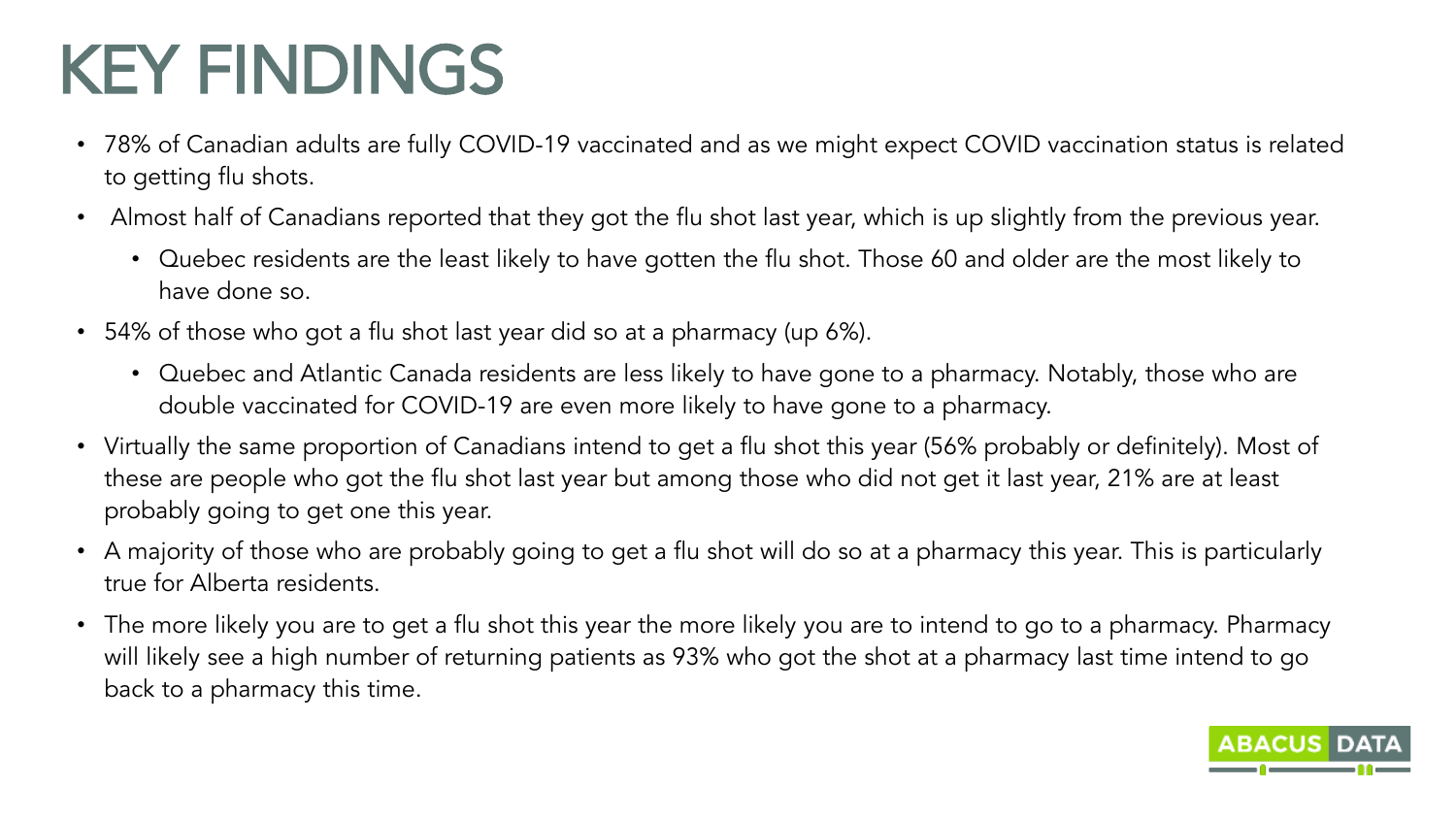# KEY FINDINGS

- 78% of Canadian adults are fully COVID-19 vaccinated and as we might expect COVID vaccination status is related to getting flu shots.
- Almost half of Canadians reported that they got the flu shot last year, which is up slightly from the previous year.
  - Quebec residents are the least likely to have gotten the flu shot. Those 60 and older are the most likely to have done so.
- 54% of those who got a flu shot last year did so at a pharmacy (up 6%).
  - Quebec and Atlantic Canada residents are less likely to have gone to a pharmacy. Notably, those who are double vaccinated for COVID-19 are even more likely to have gone to a pharmacy.
- Virtually the same proportion of Canadians intend to get a flu shot this year (56% probably or definitely). Most of these are people who got the flu shot last year but among those who did not get it last year, 21% are at least probably going to get one this year.
- A majority of those who are probably going to get a flu shot will do so at a pharmacy this year. This is particularly true for Alberta residents.
- The more likely you are to get a flu shot this year the more likely you are to intend to go to a pharmacy. Pharmacy will likely see a high number of returning patients as 93% who got the shot at a pharmacy last time intend to go back to a pharmacy this time.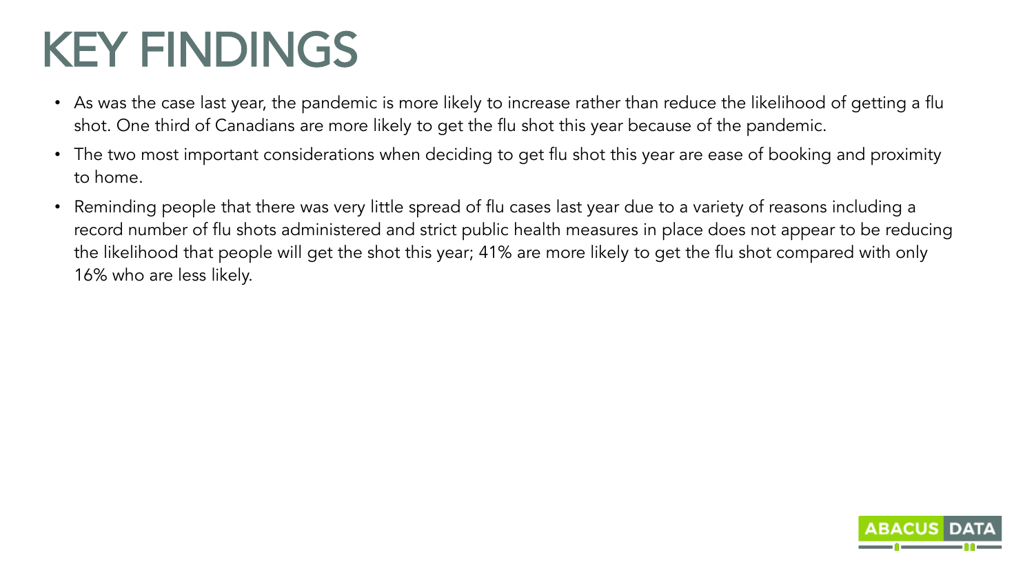# KEY FINDINGS

- As was the case last year, the pandemic is more likely to increase rather than reduce the likelihood of getting a flu shot. One third of Canadians are more likely to get the flu shot this year because of the pandemic.
- The two most important considerations when deciding to get flu shot this year are ease of booking and proximity to home.
- Reminding people that there was very little spread of flu cases last year due to a variety of reasons including a record number of flu shots administered and strict public health measures in place does not appear to be reducing the likelihood that people will get the shot this year; 41% are more likely to get the flu shot compared with only 16% who are less likely.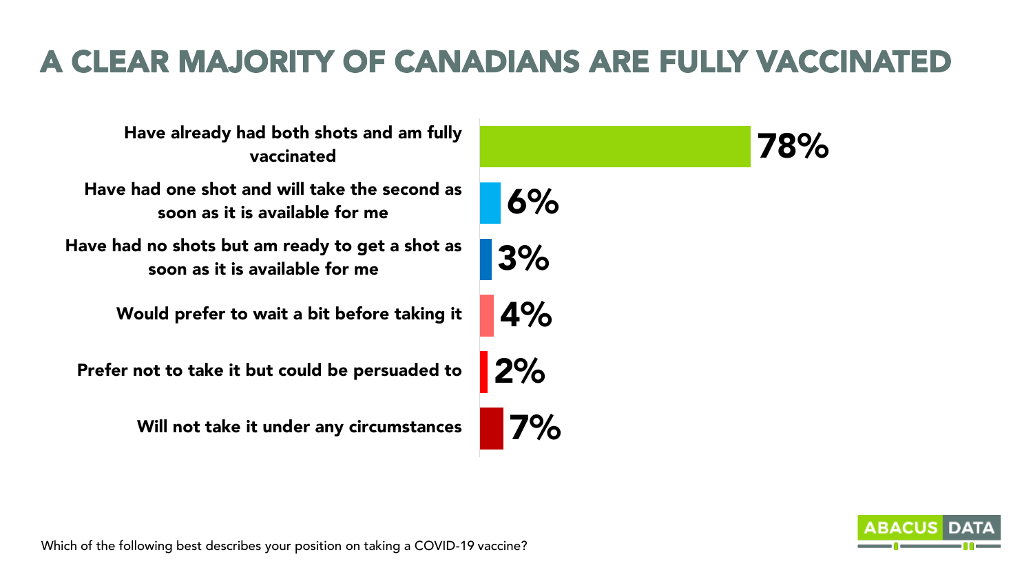# A CLEAR MAJORITY OF CANADIANS ARE FULLY VACCINATED

Have already had both shots and am fully vaccinated
78%

Have had one shot and will take the second as soon as it is available for me
6%

Have had no shots but am ready to get a shot as soon as it is available for me
3%

Would prefer to wait a bit before taking it
4%

Prefer not to take it but could be persuaded to
2%

Will not take it under any circumstances
7%

Which of the following best describes your position on taking a COVID-19 vaccine?

ABACUS DATA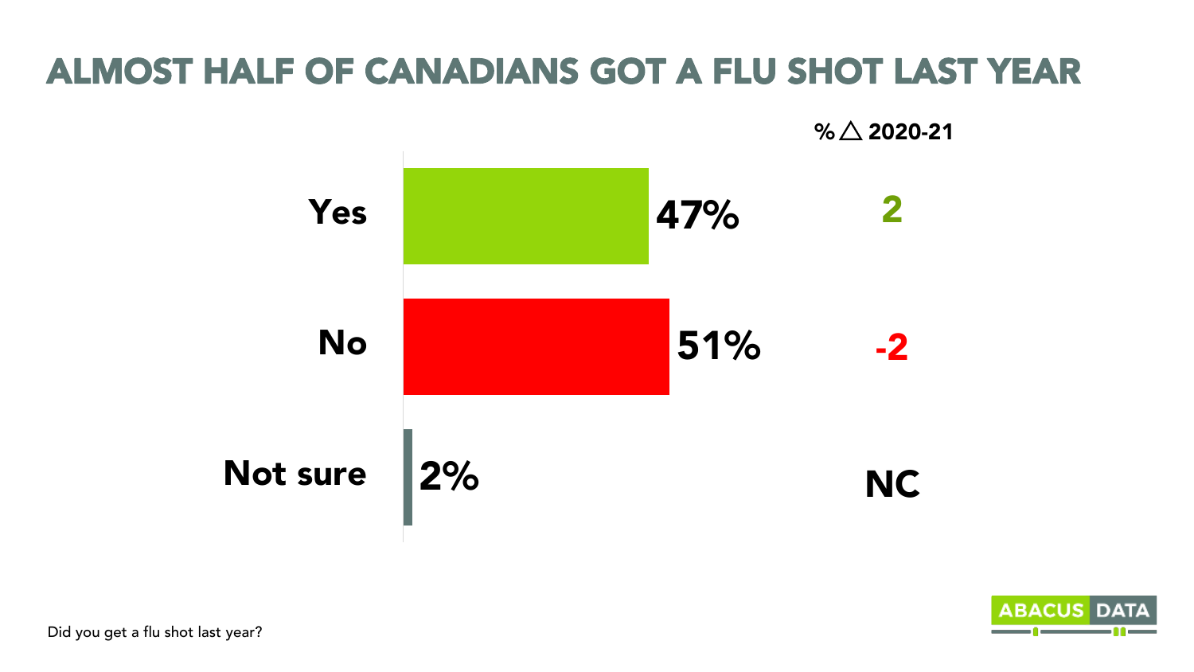# ALMOST HALF OF CANADIANS GOT A FLU SHOT LAST YEAR

%△ 2020-21

Yes
47%
2

No
51%
-2

Not sure
2%
NC

Did you get a flu shot last year?

ABACUS DATA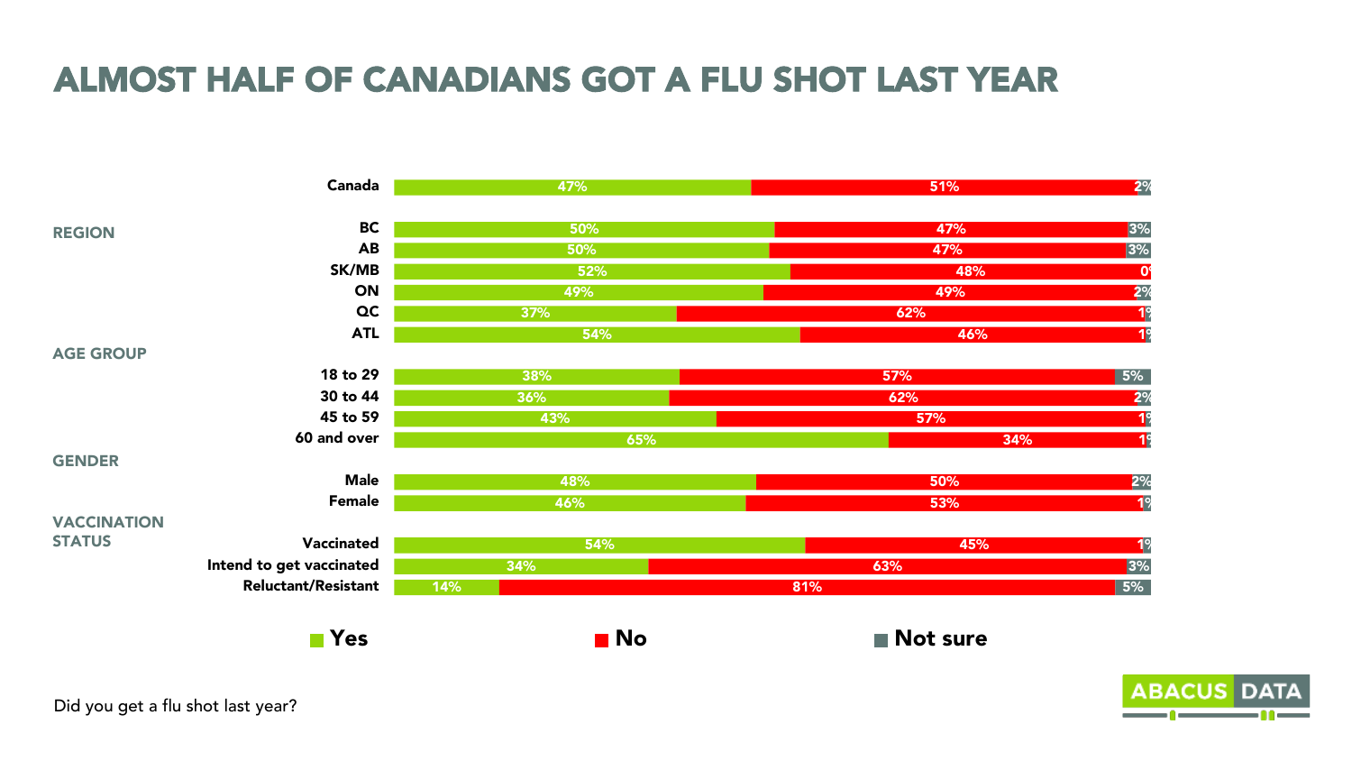# ALMOST HALF OF CANADIANS GOT A FLU SHOT LAST YEAR

Canada 47% 51% 2%

REGION

BC 50% 47% 3%

AB 50% 47% 3%

SK/MB 52% 48% 0%

ON 49% 49% 2%

QC 37% 62% 1%

ATL 54% 46% 1%

AGE GROUP

18 to 29 38% 57% 5%

30 to 44 36% 62% 2%

45 to 59 43% 57% 1%

60 and over 65% 34% 1%

GENDER

Male 48% 50% 2%

Female 46% 53% 1%

VACCINATION STATUS

Vaccinated 54% 45% 1%

Intend to get vaccinated 34% 63% 3%

Reluctant/Resistant 14% 81% 5%

Yes No Not sure

Did you get a flu shot last year?

ABACUS DATA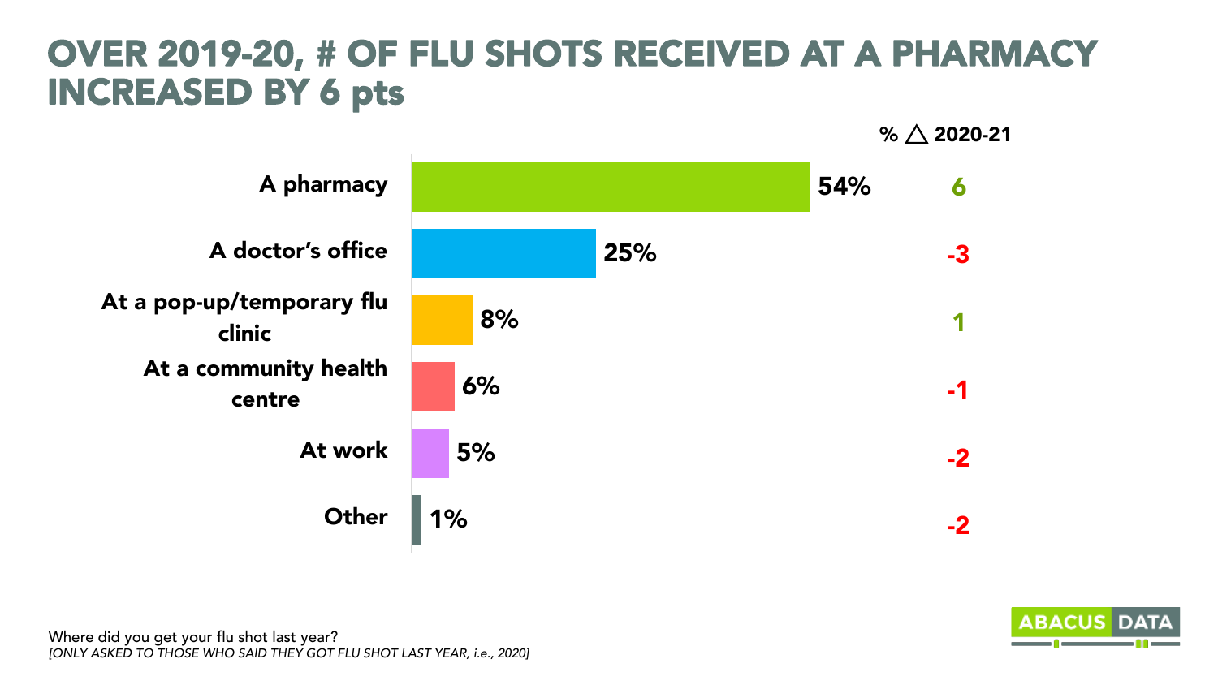# OVER 2019-20, # OF FLU SHOTS RECEIVED AT A PHARMACY INCREASED BY 6 pts

% △ 2020-21

A pharmacy 54% 6

A doctor's office 25% -3

At a pop-up/temporary flu clinic 8% 1

At a community health centre 6% -1

At work 5% -2

Other 1% -2

Where did you get your flu shot last year?

*[ONLY ASKED TO THOSE WHO SAID THEY GOT FLU SHOT LAST YEAR, i.e., 2020]*

ABACUS DATA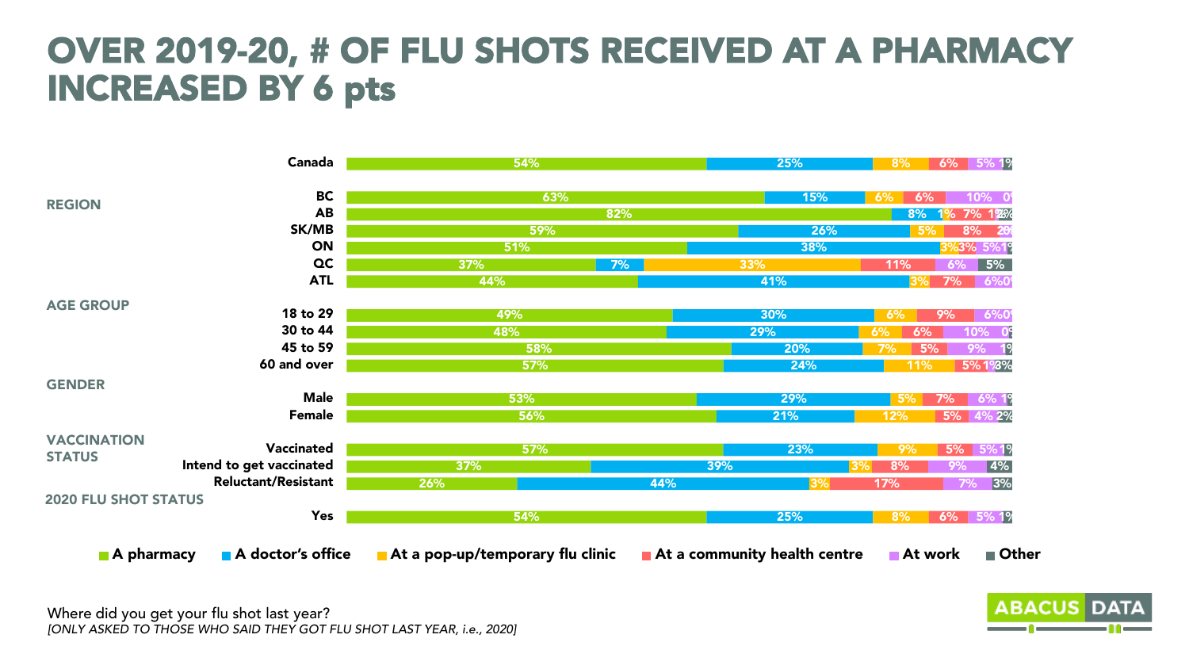# OVER 2019-20, # OF FLU SHOTS RECEIVED AT A PHARMACY INCREASED BY 6 pts

Canada: 54% 25% 8% 6% 5% 1%

REGION

BC: 63% 15% 6% 6% 10% 0%

AB: 82% 8% 1% 7% 1% 2%

SK/MB: 59% 26% 5% 8% 2%

ON: 51% 38% 3% 3% 5% 1%

QC: 37% 7% 33% 11% 6% 5%

ATL: 44% 41% 3% 7% 6% 0%

AGE GROUP

18 to 29: 49% 30% 6% 9% 6% 0%

30 to 44: 48% 29% 6% 6% 10% 0%

45 to 59: 58% 20% 7% 5% 9% 1%

60 and over: 57% 24% 11% 5% 1% 3%

GENDER

Male: 53% 29% 5% 7% 6% 1%

Female: 56% 21% 12% 5% 4% 2%

VACCINATION STATUS

Vaccinated: 57% 23% 9% 5% 5% 1%

Intend to get vaccinated: 37% 39% 3% 8% 9% 4%

Reluctant/Resistant: 26% 44% 3% 17% 7% 3%

2020 FLU SHOT STATUS

Yes: 54% 25% 8% 6% 5% 1%

A pharmacy | A doctor's office | At a pop-up/temporary flu clinic | At a community health centre | At work | Other

Where did you get your flu shot last year?

*[ONLY ASKED TO THOSE WHO SAID THEY GOT FLU SHOT LAST YEAR, i.e., 2020]*

ABACUS DATA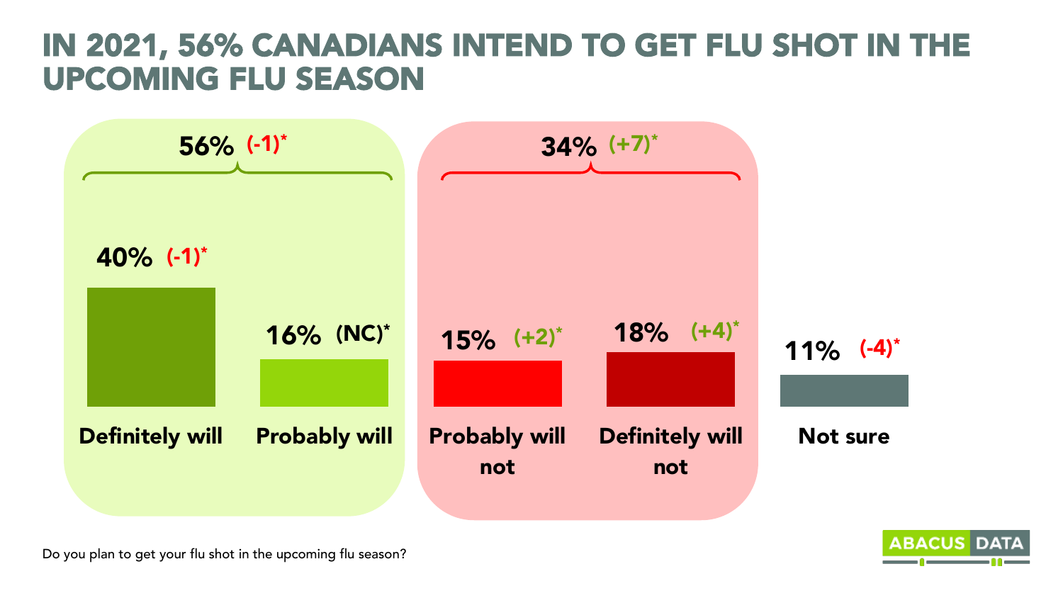# IN 2021, 56% CANADIANS INTEND TO GET FLU SHOT IN THE UPCOMING FLU SEASON

56% (-1)*

34% (+7)*

40% (-1)*

16% (NC)*

15% (+2)*

18% (+4)*

11% (-4)*

Definitely will

Probably will

Probably will not

Definitely will not

Not sure

Do you plan to get your flu shot in the upcoming flu season?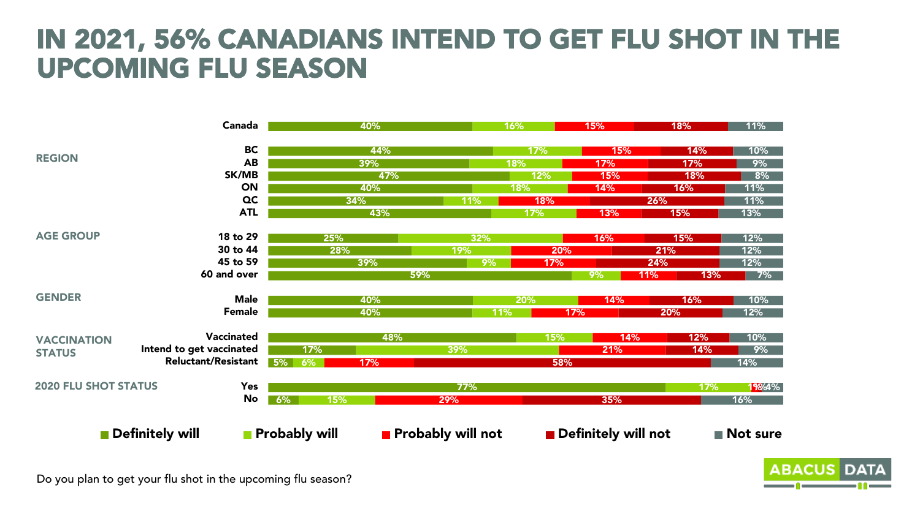# IN 2021, 56% CANADIANS INTEND TO GET FLU SHOT IN THE UPCOMING FLU SEASON

Canada
40% 16% 15% 18% 11%

REGION

BC
44% 17% 15% 14% 10%

AB
39% 18% 17% 17% 9%

SK/MB
47% 12% 15% 18% 8%

ON
40% 18% 14% 16% 11%

QC
34% 11% 18% 26% 11%

ATL
43% 17% 13% 15% 13%

AGE GROUP

18 to 29
25% 32% 16% 15% 12%

30 to 44
28% 19% 20% 21% 12%

45 to 59
39% 9% 17% 24% 12%

60 and over
59% 9% 11% 13% 7%

GENDER

Male
40% 20% 14% 16% 10%

Female
40% 11% 17% 20% 12%

VACCINATION STATUS

Vaccinated
48% 15% 14% 12% 10%

Intend to get vaccinated
17% 39% 21% 14% 9%

Reluctant/Resistant
5% 6% 17% 58% 14%

2020 FLU SHOT STATUS

Yes
77% 17% 1% 1% 4%

No
6% 15% 29% 35% 16%

Definitely will | Probably will | Probably will not | Definitely will not | Not sure

Do you plan to get your flu shot in the upcoming flu season?

ABACUS DATA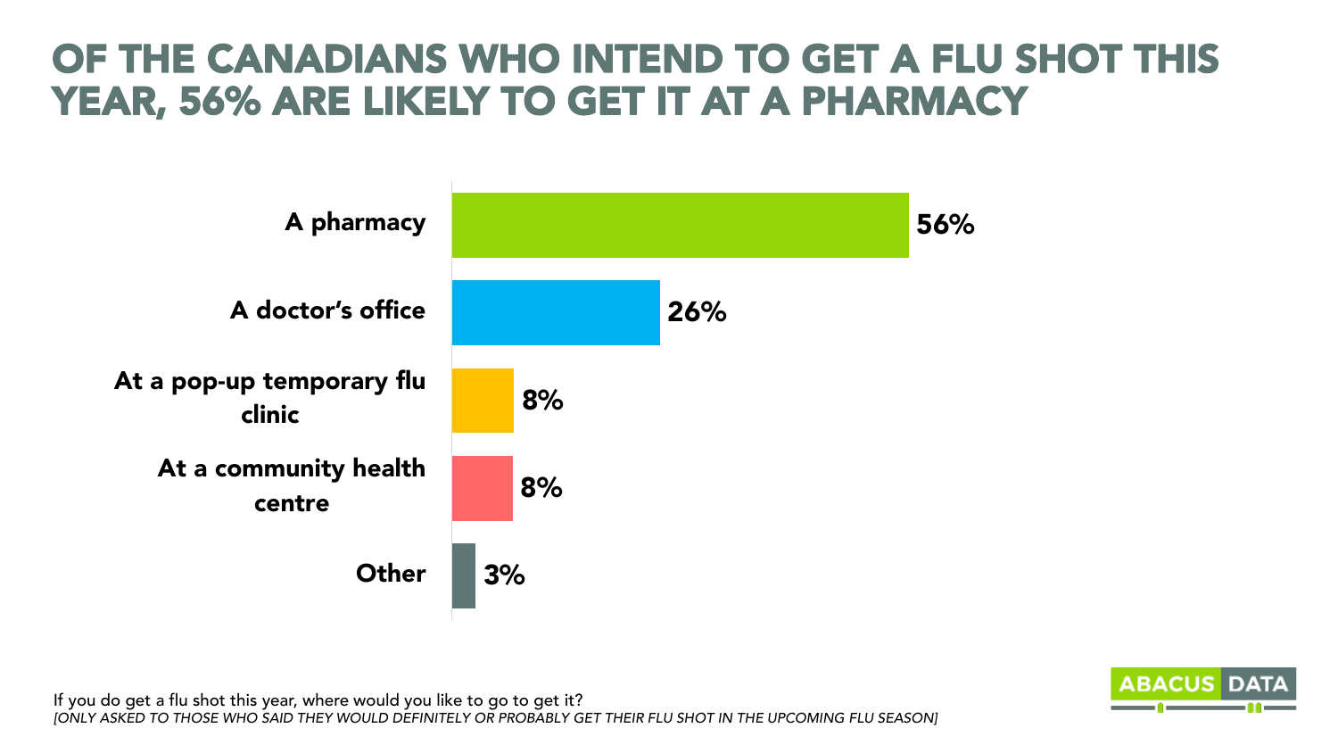# OF THE CANADIANS WHO INTEND TO GET A FLU SHOT THIS YEAR, 56% ARE LIKELY TO GET IT AT A PHARMACY

| Location | % |
|---|---|
| A pharmacy | 56% |
| A doctor's office | 26% |
| At a pop-up temporary flu clinic | 8% |
| At a community health centre | 8% |
| Other | 3% |

If you do get a flu shot this year, where would you like to go to get it?
*[ONLY ASKED TO THOSE WHO SAID THEY WOULD DEFINITELY OR PROBABLY GET THEIR FLU SHOT IN THE UPCOMING FLU SEASON]*

ABACUS DATA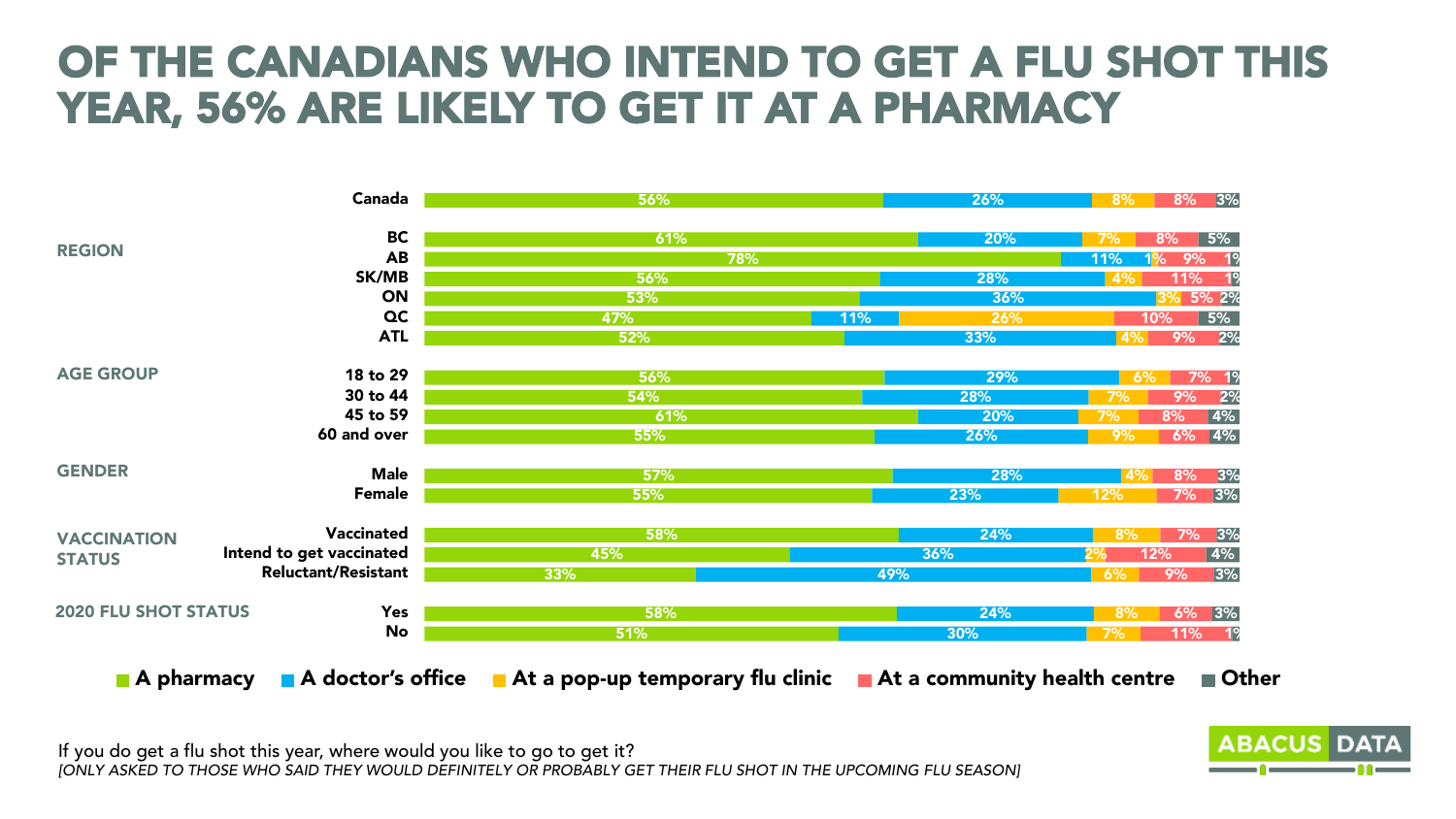# OF THE CANADIANS WHO INTEND TO GET A FLU SHOT THIS YEAR, 56% ARE LIKELY TO GET IT AT A PHARMACY

Canada
56% 26% 8% 8% 3%

REGION

BC
61% 20% 7% 8% 5%

AB
78% 11% 1% 9% 1%

SK/MB
56% 28% 4% 11% 1%

ON
53% 36% 3% 5% 2%

QC
47% 11% 26% 10% 5%

ATL
52% 33% 4% 9% 2%

AGE GROUP

18 to 29
56% 29% 6% 7% 1%

30 to 44
54% 28% 7% 9% 2%

45 to 59
61% 20% 7% 8% 4%

60 and over
55% 26% 9% 6% 4%

GENDER

Male
57% 28% 4% 8% 3%

Female
55% 23% 12% 7% 3%

VACCINATION STATUS

Vaccinated
58% 24% 8% 7% 3%

Intend to get vaccinated
45% 36% 2% 12% 4%

Reluctant/Resistant
33% 49% 6% 9% 3%

2020 FLU SHOT STATUS

Yes
58% 24% 8% 6% 3%

No
51% 30% 7% 11% 1%

A pharmacy | A doctor's office | At a pop-up temporary flu clinic | At a community health centre | Other

If you do get a flu shot this year, where would you like to go to get it?

*[ONLY ASKED TO THOSE WHO SAID THEY WOULD DEFINITELY OR PROBABLY GET THEIR FLU SHOT IN THE UPCOMING FLU SEASON]*

ABACUS DATA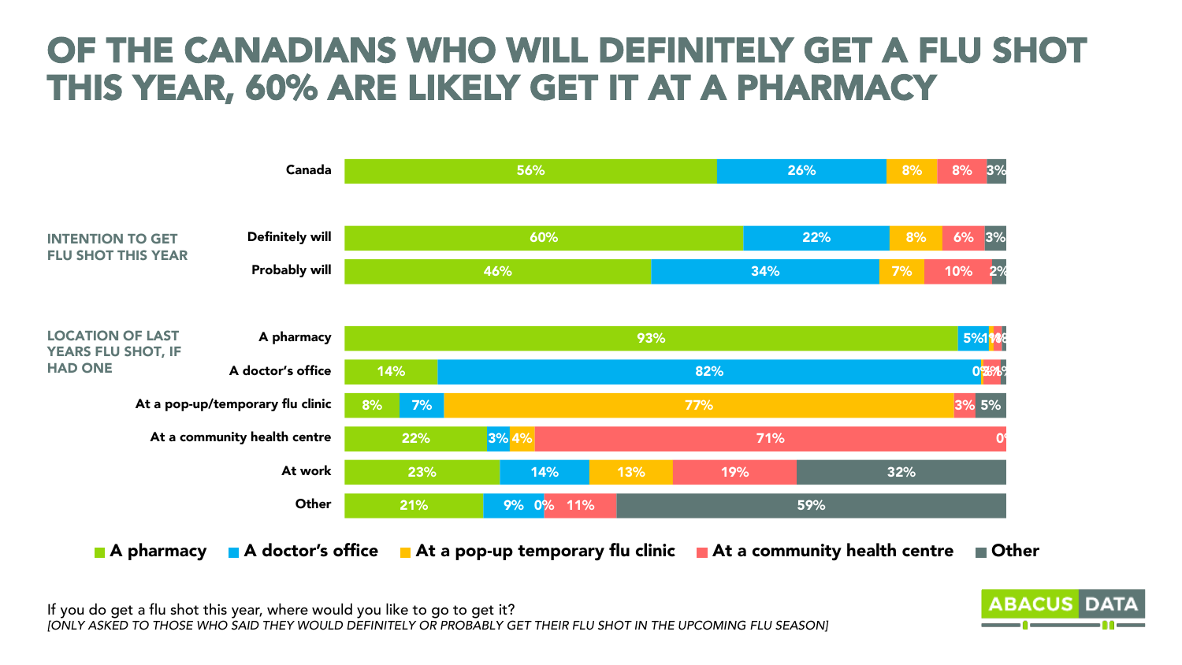# OF THE CANADIANS WHO WILL DEFINITELY GET A FLU SHOT THIS YEAR, 60% ARE LIKELY GET IT AT A PHARMACY

Canada: 56% | 26% | 8% | 8% | 3%

INTENTION TO GET FLU SHOT THIS YEAR

Definitely will: 60% | 22% | 8% | 6% | 3%

Probably will: 46% | 34% | 7% | 10% | 2%

LOCATION OF LAST YEARS FLU SHOT, IF HAD ONE

A pharmacy: 93% | 5% | 1% | 1% | 1%

A doctor's office: 14% | 82% | 0% | 2% | 1%

At a pop-up/temporary flu clinic: 8% | 7% | 77% | 3% | 5%

At a community health centre: 22% | 3% | 4% | 71% | 0%

At work: 23% | 14% | 13% | 19% | 32%

Other: 21% | 9% | 0% | 11% | 59%

A pharmacy | A doctor's office | At a pop-up temporary flu clinic | At a community health centre | Other

If you do get a flu shot this year, where would you like to go to get it?

*[ONLY ASKED TO THOSE WHO SAID THEY WOULD DEFINITELY OR PROBABLY GET THEIR FLU SHOT IN THE UPCOMING FLU SEASON]*

ABACUS DATA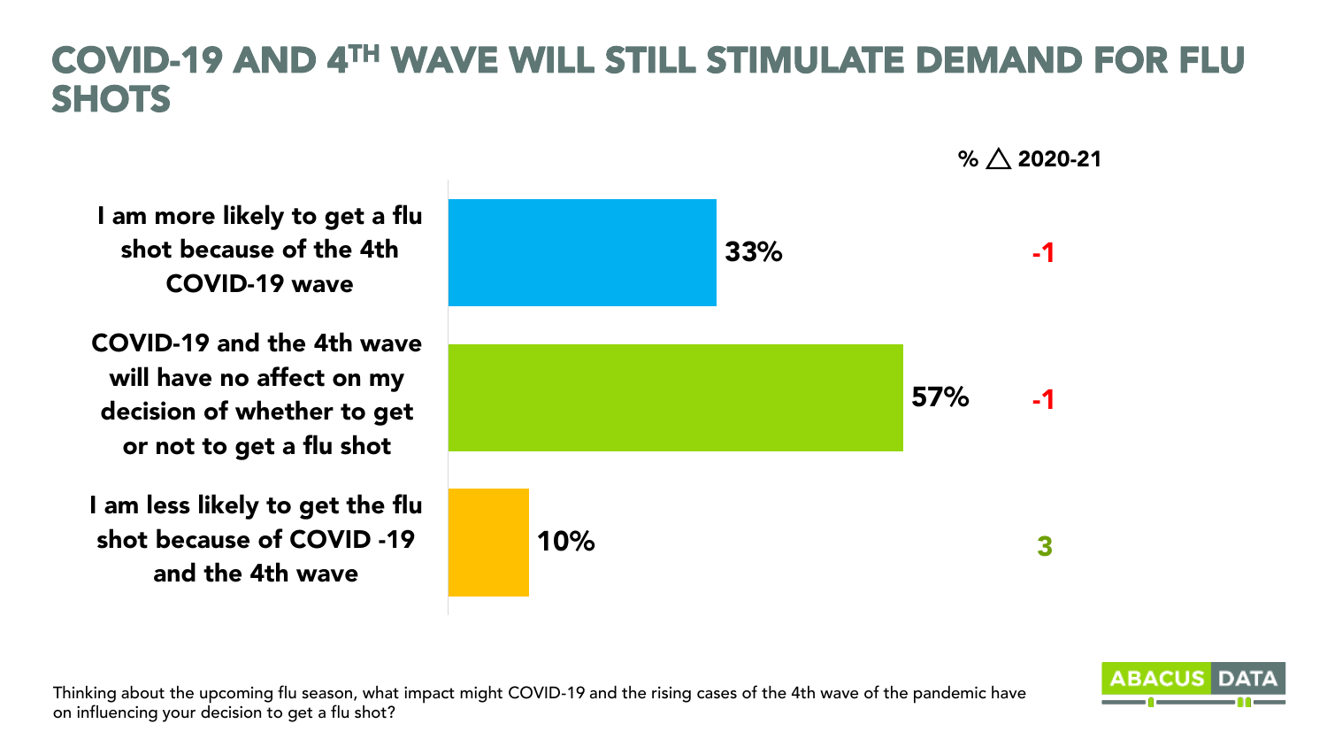# COVID-19 AND 4TH WAVE WILL STILL STIMULATE DEMAND FOR FLU SHOTS

% △ 2020-21

I am more likely to get a flu shot because of the 4th COVID-19 wave

33%

-1

COVID-19 and the 4th wave will have no affect on my decision of whether to get or not to get a flu shot

57%

-1

I am less likely to get the flu shot because of COVID -19 and the 4th wave

10%

3

Thinking about the upcoming flu season, what impact might COVID-19 and the rising cases of the 4th wave of the pandemic have on influencing your decision to get a flu shot?

ABACUS DATA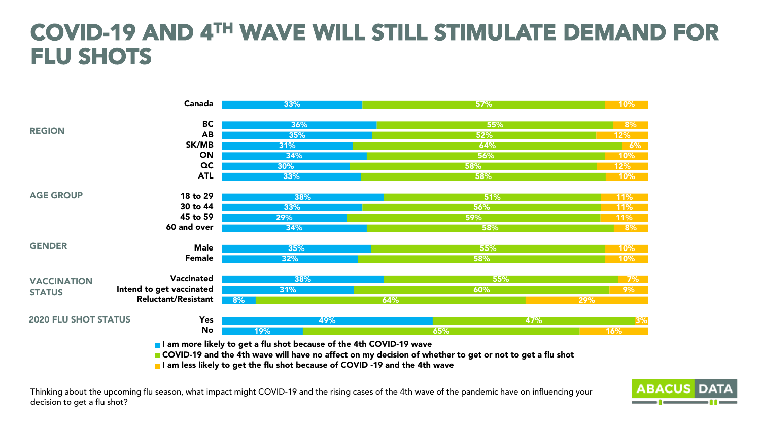# COVID-19 AND 4TH WAVE WILL STILL STIMULATE DEMAND FOR FLU SHOTS

Canada
33% 57% 10%

REGION

BC
36% 55% 8%

AB
35% 52% 12%

SK/MB
31% 64% 6%

ON
34% 56% 10%

QC
30% 58% 12%

ATL
33% 58% 10%

AGE GROUP

18 to 29
38% 51% 11%

30 to 44
33% 56% 11%

45 to 59
29% 59% 11%

60 and over
34% 58% 8%

GENDER

Male
35% 55% 10%

Female
32% 58% 10%

VACCINATION STATUS

Vaccinated
38% 55% 7%

Intend to get vaccinated
31% 60% 9%

Reluctant/Resistant
8% 64% 29%

2020 FLU SHOT STATUS

Yes
49% 47% 3%

No
19% 65% 16%

- I am more likely to get a flu shot because of the 4th COVID-19 wave
- COVID-19 and the 4th wave will have no affect on my decision of whether to get or not to get a flu shot
- I am less likely to get the flu shot because of COVID -19 and the 4th wave

Thinking about the upcoming flu season, what impact might COVID-19 and the rising cases of the 4th wave of the pandemic have on influencing your decision to get a flu shot?

ABACUS DATA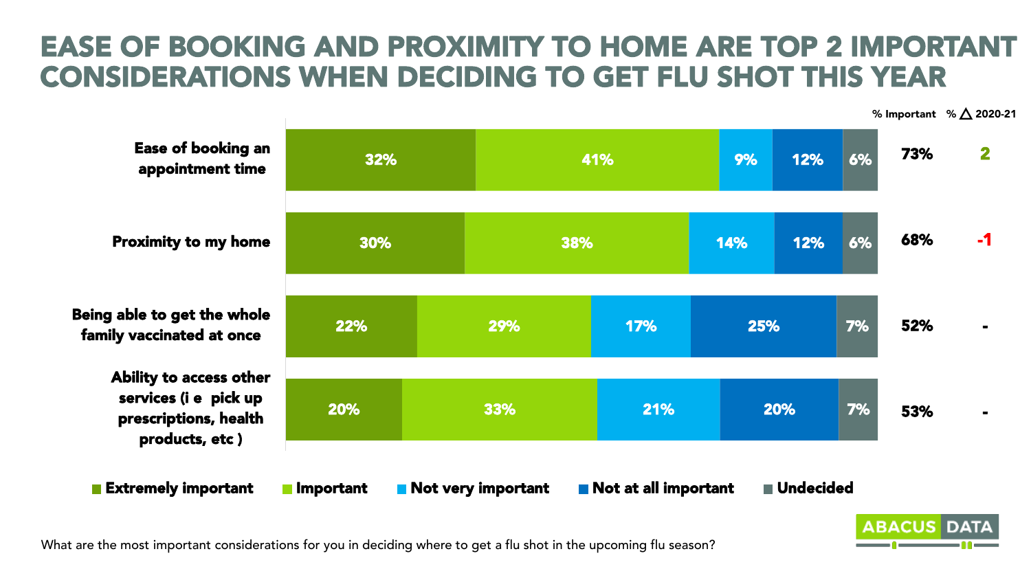# EASE OF BOOKING AND PROXIMITY TO HOME ARE TOP 2 IMPORTANT CONSIDERATIONS WHEN DECIDING TO GET FLU SHOT THIS YEAR

% Important
% △ 2020-21

Ease of booking an appointment time
32%
41%
9%
12%
6%
73%
2

Proximity to my home
30%
38%
14%
12%
6%
68%
-1

Being able to get the whole family vaccinated at once
22%
29%
17%
25%
7%
52%
-

Ability to access other services (i e pick up prescriptions, health products, etc )
20%
33%
21%
20%
7%
53%
-

Extremely important
Important
Not very important
Not at all important
Undecided

What are the most important considerations for you in deciding where to get a flu shot in the upcoming flu season?

ABACUS DATA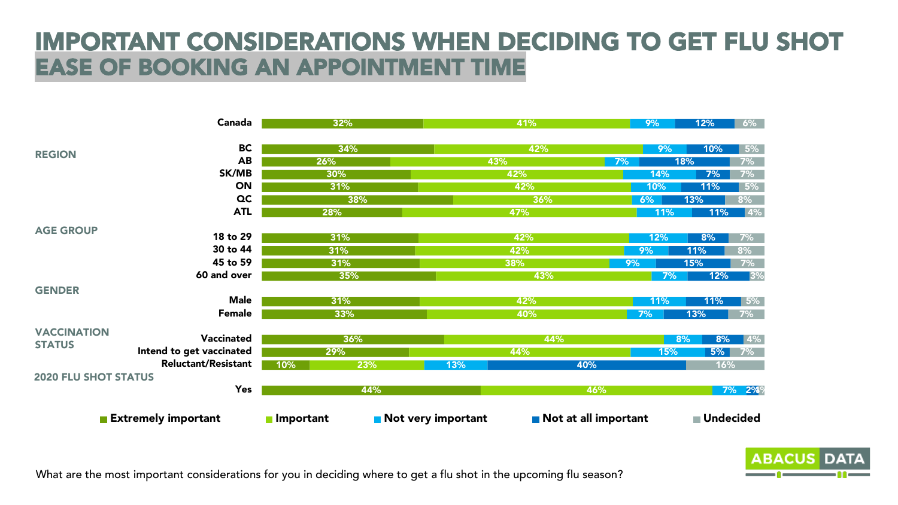# IMPORTANT CONSIDERATIONS WHEN DECIDING TO GET FLU SHOT

## EASE OF BOOKING AN APPOINTMENT TIME

Canada: 32% | 41% | 9% | 12% | 6%

REGION

BC: 34% | 42% | 9% | 10% | 5%

AB: 26% | 43% | 7% | 18% | 7%

SK/MB: 30% | 42% | 14% | 7% | 7%

ON: 31% | 42% | 10% | 11% | 5%

QC: 38% | 36% | 6% | 13% | 8%

ATL: 28% | 47% | 11% | 11% | 4%

AGE GROUP

18 to 29: 31% | 42% | 12% | 8% | 7%

30 to 44: 31% | 42% | 9% | 11% | 8%

45 to 59: 31% | 38% | 9% | 15% | 7%

60 and over: 35% | 43% | 7% | 12% | 3%

GENDER

Male: 31% | 42% | 11% | 11% | 5%

Female: 33% | 40% | 7% | 13% | 7%

VACCINATION STATUS

Vaccinated: 36% | 44% | 8% | 8% | 4%

Intend to get vaccinated: 29% | 44% | 15% | 5% | 7%

Reluctant/Resistant: 10% | 23% | 13% | 40% | 16%

2020 FLU SHOT STATUS

Yes: 44% | 46% | 7% | 2% | 1%

Extremely important | Important | Not very important | Not at all important | Undecided

What are the most important considerations for you in deciding where to get a flu shot in the upcoming flu season?

ABACUS DATA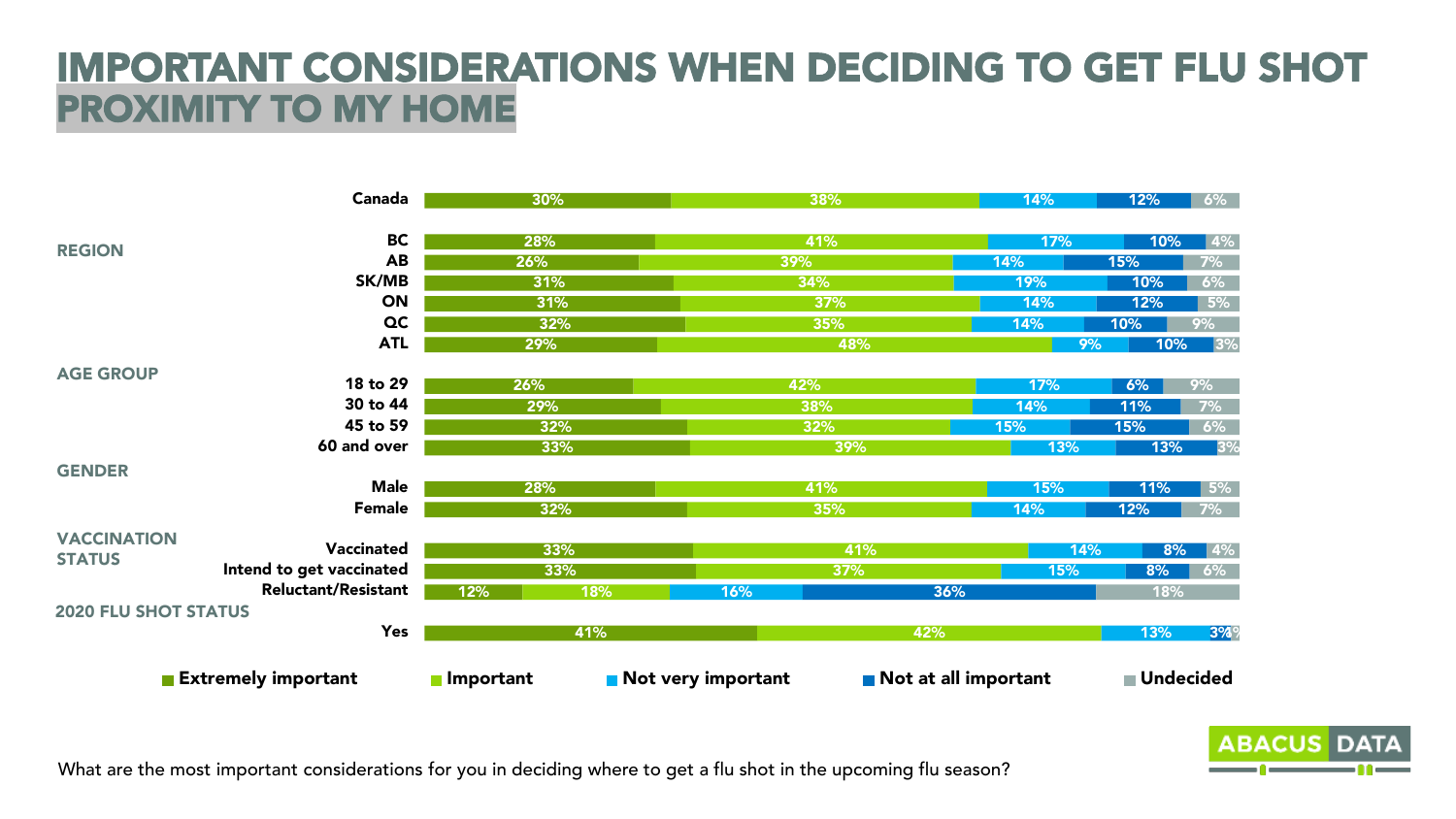# IMPORTANT CONSIDERATIONS WHEN DECIDING TO GET FLU SHOT

## PROXIMITY TO MY HOME

Canada
30% 38% 14% 12% 6%

REGION

BC
28% 41% 17% 10% 4%

AB
26% 39% 14% 15% 7%

SK/MB
31% 34% 19% 10% 6%

ON
31% 37% 14% 12% 5%

QC
32% 35% 14% 10% 9%

ATL
29% 48% 9% 10% 3%

AGE GROUP

18 to 29
26% 42% 17% 6% 9%

30 to 44
29% 38% 14% 11% 7%

45 to 59
32% 32% 15% 15% 6%

60 and over
33% 39% 13% 13% 3%

GENDER

Male
28% 41% 15% 11% 5%

Female
32% 35% 14% 12% 7%

VACCINATION STATUS

Vaccinated
33% 41% 14% 8% 4%

Intend to get vaccinated
33% 37% 15% 8% 6%

Reluctant/Resistant
12% 18% 16% 36% 18%

2020 FLU SHOT STATUS

Yes
41% 42% 13% 3% 1%

Extremely important · Important · Not very important · Not at all important · Undecided

What are the most important considerations for you in deciding where to get a flu shot in the upcoming flu season?

ABACUS DATA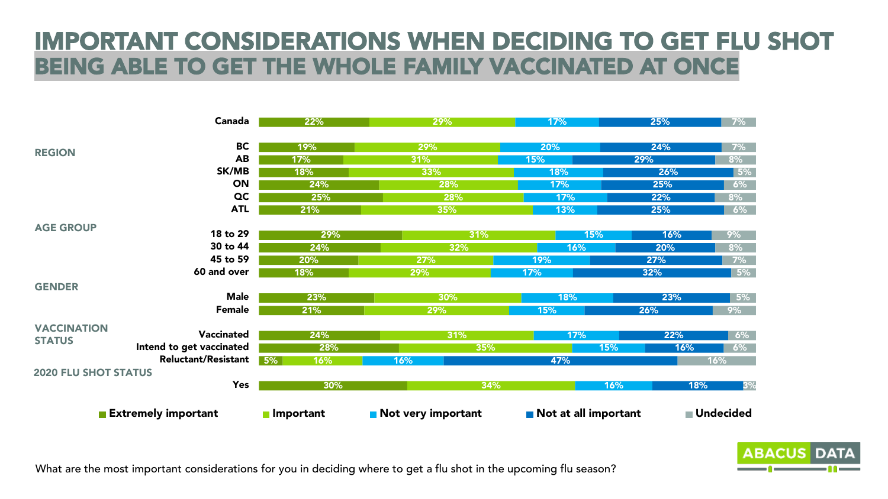# IMPORTANT CONSIDERATIONS WHEN DECIDING TO GET FLU SHOT

## BEING ABLE TO GET THE WHOLE FAMILY VACCINATED AT ONCE

Canada
22% 29% 17% 25% 7%

REGION

BC
19% 29% 20% 24% 7%

AB
17% 31% 15% 29% 8%

SK/MB
18% 33% 18% 26% 5%

ON
24% 28% 17% 25% 6%

QC
25% 28% 17% 22% 8%

ATL
21% 35% 13% 25% 6%

AGE GROUP

18 to 29
29% 31% 15% 16% 9%

30 to 44
24% 32% 16% 20% 8%

45 to 59
20% 27% 19% 27% 7%

60 and over
18% 29% 17% 32% 5%

GENDER

Male
23% 30% 18% 23% 5%

Female
21% 29% 15% 26% 9%

VACCINATION STATUS

Vaccinated
24% 31% 17% 22% 6%

Intend to get vaccinated
28% 35% 15% 16% 6%

Reluctant/Resistant
5% 16% 16% 47% 16%

2020 FLU SHOT STATUS

Yes
30% 34% 16% 18% 3%

Extremely important
Important
Not very important
Not at all important
Undecided

What are the most important considerations for you in deciding where to get a flu shot in the upcoming flu season?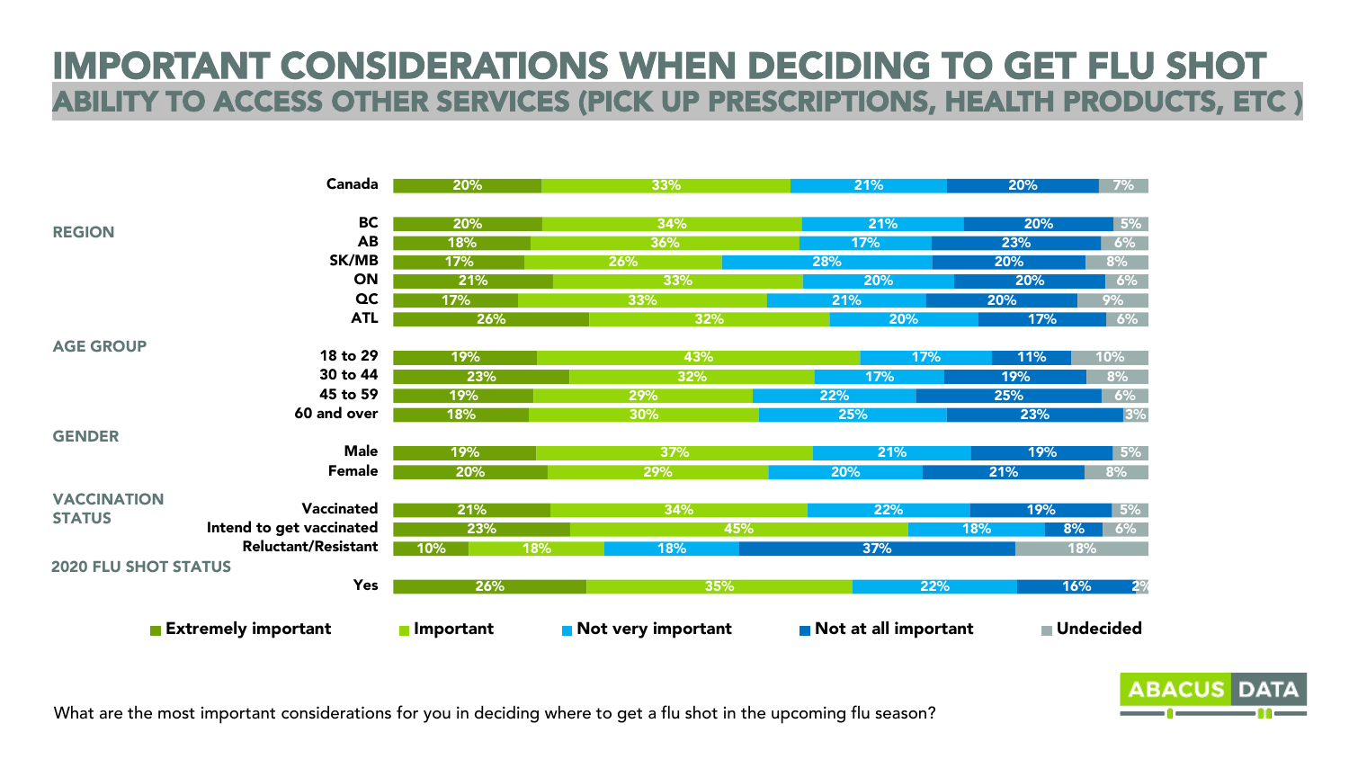# IMPORTANT CONSIDERATIONS WHEN DECIDING TO GET FLU SHOT

## ABILITY TO ACCESS OTHER SERVICES (PICK UP PRESCRIPTIONS, HEALTH PRODUCTS, ETC )

Canada 20% 33% 21% 20% 7%

REGION

BC 20% 34% 21% 20% 5%

AB 18% 36% 17% 23% 6%

SK/MB 17% 26% 28% 20% 8%

ON 21% 33% 20% 20% 6%

QC 17% 33% 21% 20% 9%

ATL 26% 32% 20% 17% 6%

AGE GROUP

18 to 29 19% 43% 17% 11% 10%

30 to 44 23% 32% 17% 19% 8%

45 to 59 19% 29% 22% 25% 6%

60 and over 18% 30% 25% 23% 3%

GENDER

Male 19% 37% 21% 19% 5%

Female 20% 29% 20% 21% 8%

VACCINATION STATUS

Vaccinated 21% 34% 22% 19% 5%

Intend to get vaccinated 23% 45% 18% 8% 6%

Reluctant/Resistant 10% 18% 18% 37% 18%

2020 FLU SHOT STATUS

Yes 26% 35% 22% 16% 2%

Extremely important | Important | Not very important | Not at all important | Undecided

What are the most important considerations for you in deciding where to get a flu shot in the upcoming flu season?

ABACUS DATA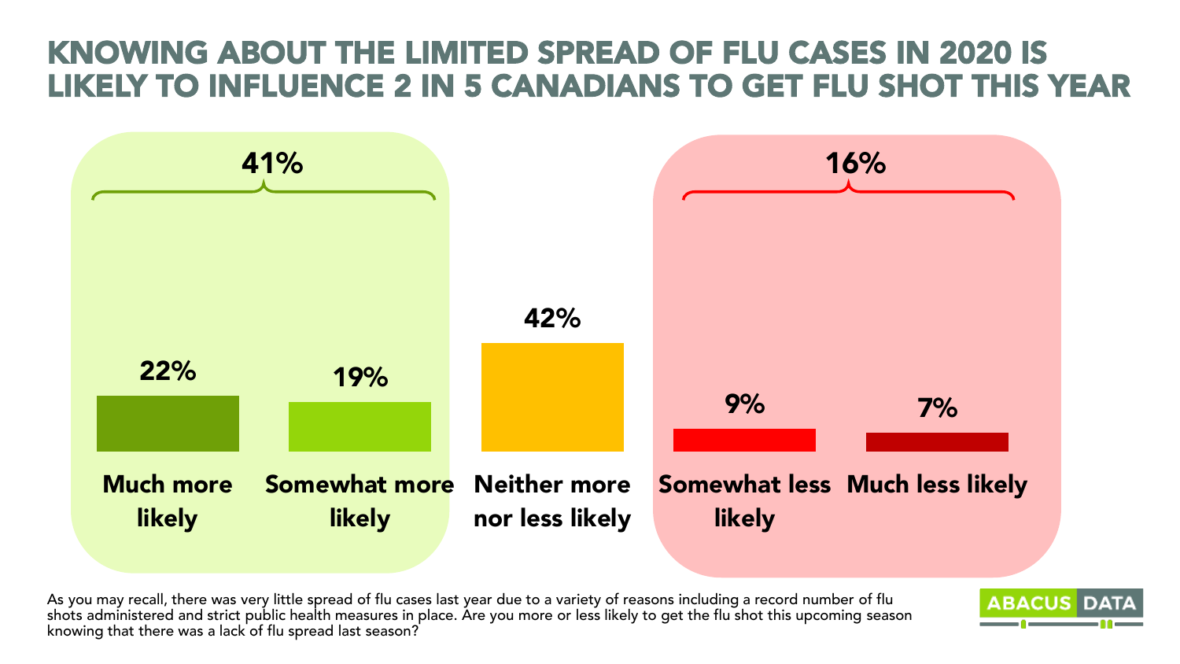# KNOWING ABOUT THE LIMITED SPREAD OF FLU CASES IN 2020 IS LIKELY TO INFLUENCE 2 IN 5 CANADIANS TO GET FLU SHOT THIS YEAR

41%

22%

Much more likely

19%

Somewhat more likely

42%

Neither more nor less likely

16%

9%

Somewhat less likely

7%

Much less likely

As you may recall, there was very little spread of flu cases last year due to a variety of reasons including a record number of flu shots administered and strict public health measures in place. Are you more or less likely to get the flu shot this upcoming season knowing that there was a lack of flu spread last season?

ABACUS DATA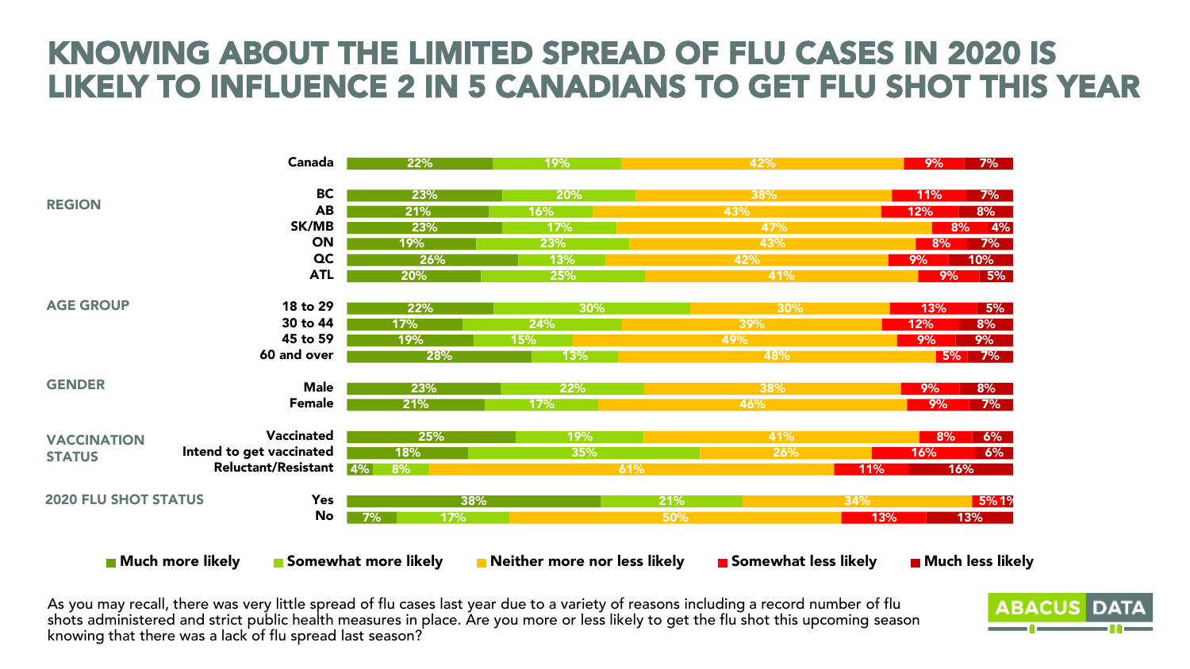# KNOWING ABOUT THE LIMITED SPREAD OF FLU CASES IN 2020 IS LIKELY TO INFLUENCE 2 IN 5 CANADIANS TO GET FLU SHOT THIS YEAR

Canada 22% 19% 42% 9% 7%

REGION

BC 23% 20% 38% 11% 7%

AB 21% 16% 43% 12% 8%

SK/MB 23% 17% 47% 8% 4%

ON 19% 23% 43% 8% 7%

QC 26% 13% 42% 9% 10%

ATL 20% 25% 41% 9% 5%

AGE GROUP

18 to 29 22% 30% 30% 13% 5%

30 to 44 17% 24% 39% 12% 8%

45 to 59 19% 15% 49% 9% 9%

60 and over 28% 13% 48% 5% 7%

GENDER

Male 23% 22% 38% 9% 8%

Female 21% 17% 46% 9% 7%

VACCINATION STATUS

Vaccinated 25% 19% 41% 8% 6%

Intend to get vaccinated 18% 35% 26% 16% 6%

Reluctant/Resistant 4% 8% 61% 11% 16%

2020 FLU SHOT STATUS

Yes 38% 21% 34% 5% 1%

No 7% 17% 50% 13% 13%

Much more likely | Somewhat more likely | Neither more nor less likely | Somewhat less likely | Much less likely

As you may recall, there was very little spread of flu cases last year due to a variety of reasons including a record number of flu shots administered and strict public health measures in place. Are you more or less likely to get the flu shot this upcoming season knowing that there was a lack of flu spread last season?

ABACUS DATA